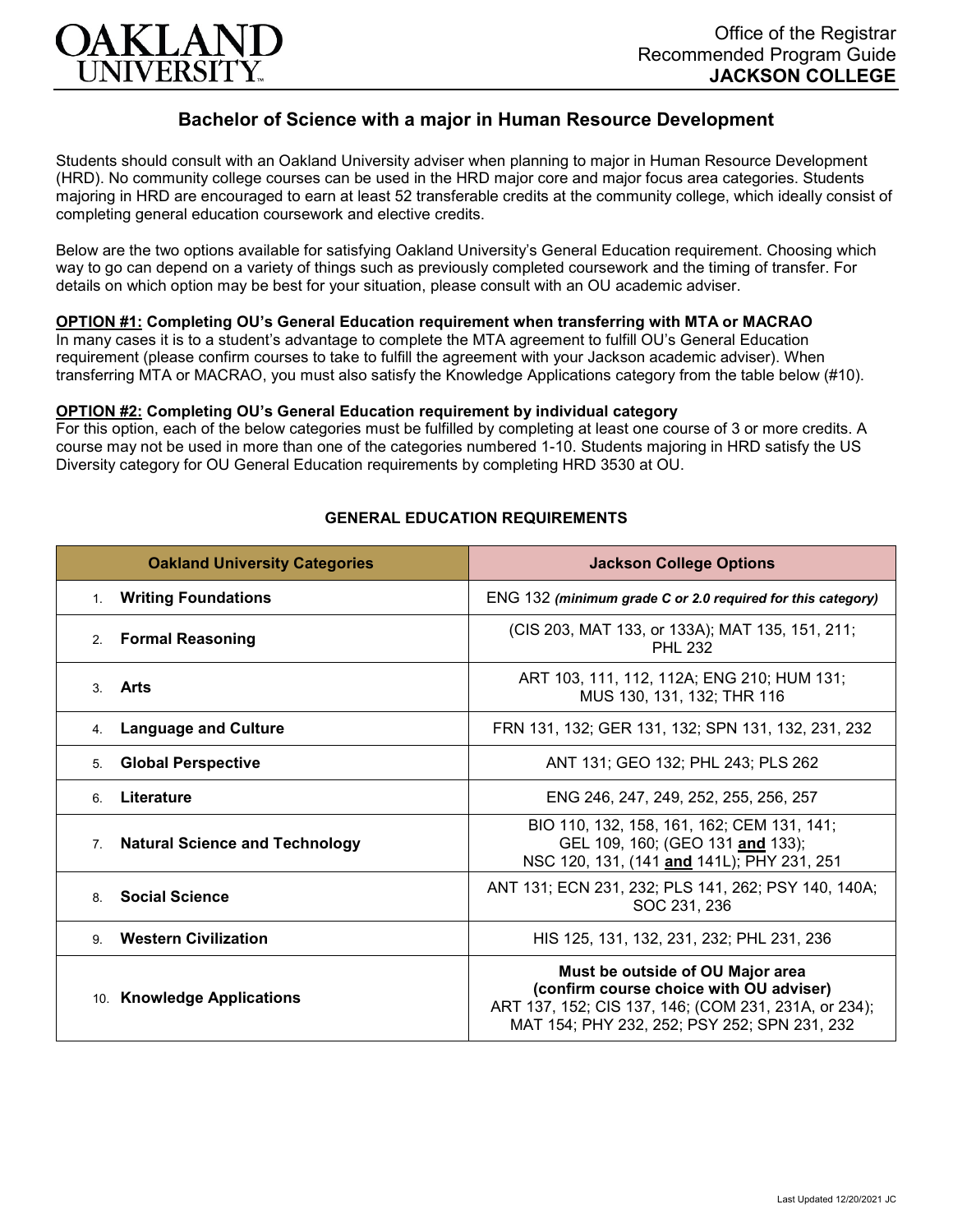Office of the Registrar
Recommended Program Guide
**JACKSON COLLEGE**

# Bachelor of Science with a major in Human Resource Development

Students should consult with an Oakland University adviser when planning to major in Human Resource Development (HRD). No community college courses can be used in the HRD major core and major focus area categories. Students majoring in HRD are encouraged to earn at least 52 transferable credits at the community college, which ideally consist of completing general education coursework and elective credits.

Below are the two options available for satisfying Oakland University's General Education requirement. Choosing which way to go can depend on a variety of things such as previously completed coursework and the timing of transfer. For details on which option may be best for your situation, please consult with an OU academic adviser.

**OPTION #1: Completing OU's General Education requirement when transferring with MTA or MACRAO**
In many cases it is to a student's advantage to complete the MTA agreement to fulfill OU's General Education requirement (please confirm courses to take to fulfill the agreement with your Jackson academic adviser). When transferring MTA or MACRAO, you must also satisfy the Knowledge Applications category from the table below (#10).

**OPTION #2: Completing OU's General Education requirement by individual category**
For this option, each of the below categories must be fulfilled by completing at least one course of 3 or more credits. A course may not be used in more than one of the categories numbered 1-10. Students majoring in HRD satisfy the US Diversity category for OU General Education requirements by completing HRD 3530 at OU.

## GENERAL EDUCATION REQUIREMENTS

| Oakland University Categories | Jackson College Options |
|---|---|
| 1. **Writing Foundations** | ENG 132 ***(minimum grade C or 2.0 required for this category)*** |
| 2. **Formal Reasoning** | (CIS 203, MAT 133, or 133A); MAT 135, 151, 211; PHL 232 |
| 3. **Arts** | ART 103, 111, 112, 112A; ENG 210; HUM 131; MUS 130, 131, 132; THR 116 |
| 4. **Language and Culture** | FRN 131, 132; GER 131, 132; SPN 131, 132, 231, 232 |
| 5. **Global Perspective** | ANT 131; GEO 132; PHL 243; PLS 262 |
| 6. **Literature** | ENG 246, 247, 249, 252, 255, 256, 257 |
| 7. **Natural Science and Technology** | BIO 110, 132, 158, 161, 162; CEM 131, 141; GEL 109, 160; (GEO 131 **and** 133); NSC 120, 131, (141 **and** 141L); PHY 231, 251 |
| 8. **Social Science** | ANT 131; ECN 231, 232; PLS 141, 262; PSY 140, 140A; SOC 231, 236 |
| 9. **Western Civilization** | HIS 125, 131, 132, 231, 232; PHL 231, 236 |
| 10. **Knowledge Applications** | **Must be outside of OU Major area (confirm course choice with OU adviser)** ART 137, 152; CIS 137, 146; (COM 231, 231A, or 234); MAT 154; PHY 232, 252; PSY 252; SPN 231, 232 |

Last Updated 12/20/2021 JC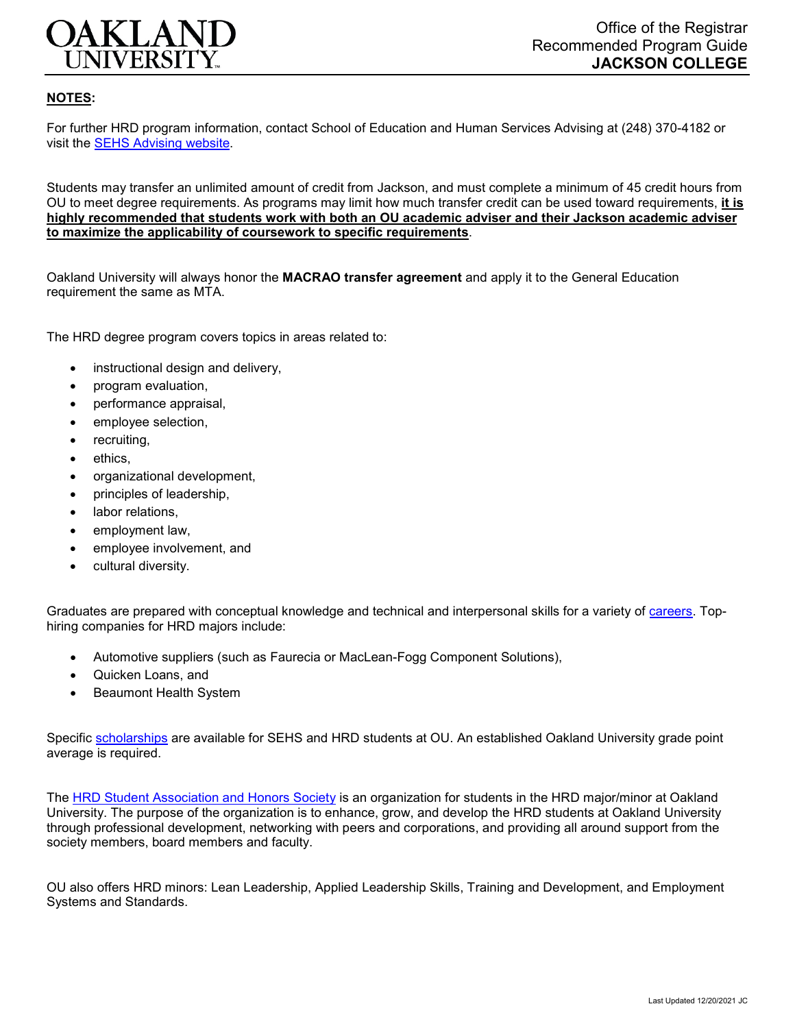**NOTES:**

For further HRD program information, contact School of Education and Human Services Advising at (248) 370-4182 or visit the SEHS Advising website.

Students may transfer an unlimited amount of credit from Jackson, and must complete a minimum of 45 credit hours from OU to meet degree requirements. As programs may limit how much transfer credit can be used toward requirements, **it is highly recommended that students work with both an OU academic adviser and their Jackson academic adviser to maximize the applicability of coursework to specific requirements**.

Oakland University will always honor the **MACRAO transfer agreement** and apply it to the General Education requirement the same as MTA.

The HRD degree program covers topics in areas related to:

- instructional design and delivery,
- program evaluation,
- performance appraisal,
- employee selection,
- recruiting,
- ethics,
- organizational development,
- principles of leadership,
- labor relations,
- employment law,
- employee involvement, and
- cultural diversity.

Graduates are prepared with conceptual knowledge and technical and interpersonal skills for a variety of careers. Top-hiring companies for HRD majors include:

- Automotive suppliers (such as Faurecia or MacLean-Fogg Component Solutions),
- Quicken Loans, and
- Beaumont Health System

Specific scholarships are available for SEHS and HRD students at OU. An established Oakland University grade point average is required.

The HRD Student Association and Honors Society is an organization for students in the HRD major/minor at Oakland University. The purpose of the organization is to enhance, grow, and develop the HRD students at Oakland University through professional development, networking with peers and corporations, and providing all around support from the society members, board members and faculty.

OU also offers HRD minors: Lean Leadership, Applied Leadership Skills, Training and Development, and Employment Systems and Standards.

Last Updated 12/20/2021 JC